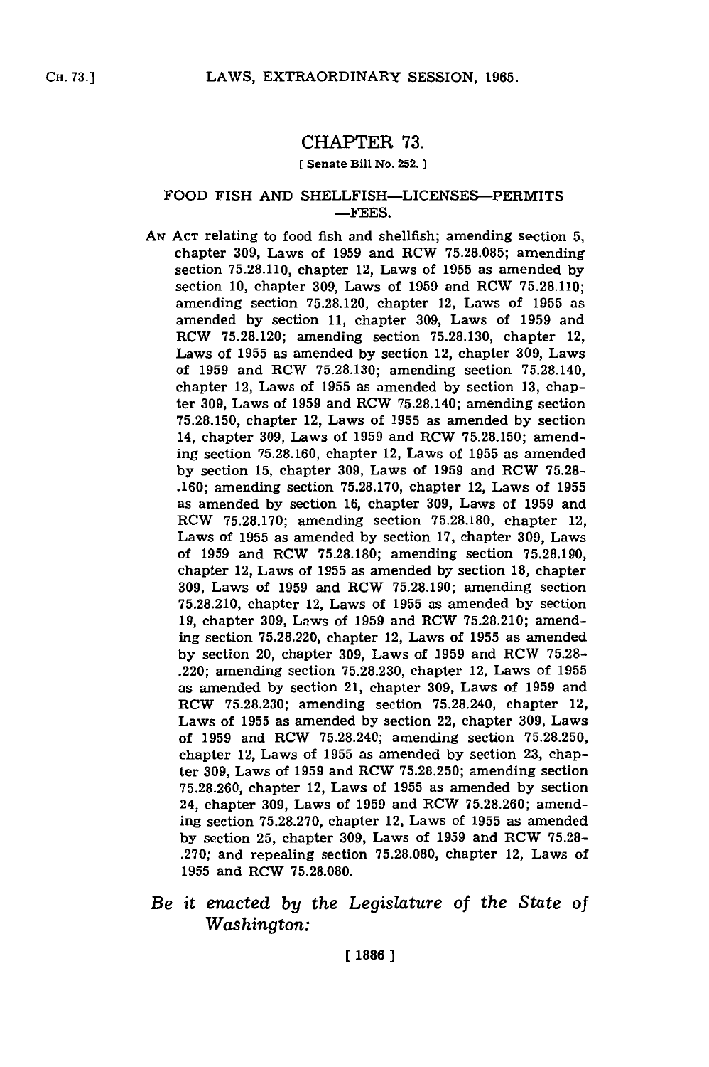# CHAPTER 73.

[ Senate Bill No. 252. ]

## FOOD FISH AND SHELLFISH—LICENSES—PERMITS —FEES.

AN ACT relating to food fish and shellfish; amending section 5, chapter 309, Laws of 1959 and RCW 75.28.085; amending section 75.28.110, chapter 12, Laws of 1955 as amended by section 10, chapter 309, Laws of 1959 and RCW 75.28.110; amending section 75.28.120, chapter 12, Laws of 1955 as amended by section 11, chapter 309, Laws of 1959 and RCW 75.28.120; amending section 75.28.130, chapter 12, Laws of 1955 as amended by section 12, chapter 309, Laws of 1959 and RCW 75.28.130; amending section 75.28.140, chapter 12, Laws of 1955 as amended by section 13, chapter 309, Laws of 1959 and RCW 75.28.140; amending section 75.28.150, chapter 12, Laws of 1955 as amended by section 14, chapter 309, Laws of 1959 and RCW 75.28.150; amending section 75.28.160, chapter 12, Laws of 1955 as amended by section 15, chapter 309, Laws of 1959 and RCW 75.28-.160; amending section 75.28.170, chapter 12, Laws of 1955 as amended by section 16, chapter 309, Laws of 1959 and RCW 75.28.170; amending section 75.28.180, chapter 12, Laws of 1955 as amended by section 17, chapter 309, Laws of 1959 and RCW 75.28.180; amending section 75.28.190, chapter 12, Laws of 1955 as amended by section 18, chapter 309, Laws of 1959 and RCW 75.28.190; amending section 75.28.210, chapter 12, Laws of 1955 as amended by section 19, chapter 309, Laws of 1959 and RCW 75.28.210; amending section 75.28.220, chapter 12, Laws of 1955 as amended by section 20, chapter 309, Laws of 1959 and RCW 75.28-.220; amending section 75.28.230, chapter 12, Laws of 1955 as amended by section 21, chapter 309, Laws of 1959 and RCW 75.28.230; amending section 75.28.240, chapter 12, Laws of 1955 as amended by section 22, chapter 309, Laws of 1959 and RCW 75.28.240; amending section 75.28.250, chapter 12, Laws of 1955 as amended by section 23, chapter 309, Laws of 1959 and RCW 75.28.250; amending section 75.28.260, chapter 12, Laws of 1955 as amended by section 24, chapter 309, Laws of 1959 and RCW 75.28.260; amending section 75.28.270, chapter 12, Laws of 1955 as amended by section 25, chapter 309, Laws of 1959 and RCW 75.28-.270; and repealing section 75.28.080, chapter 12, Laws of 1955 and RCW 75.28.080.

*Be it enacted by the Legislature of the State of Washington:*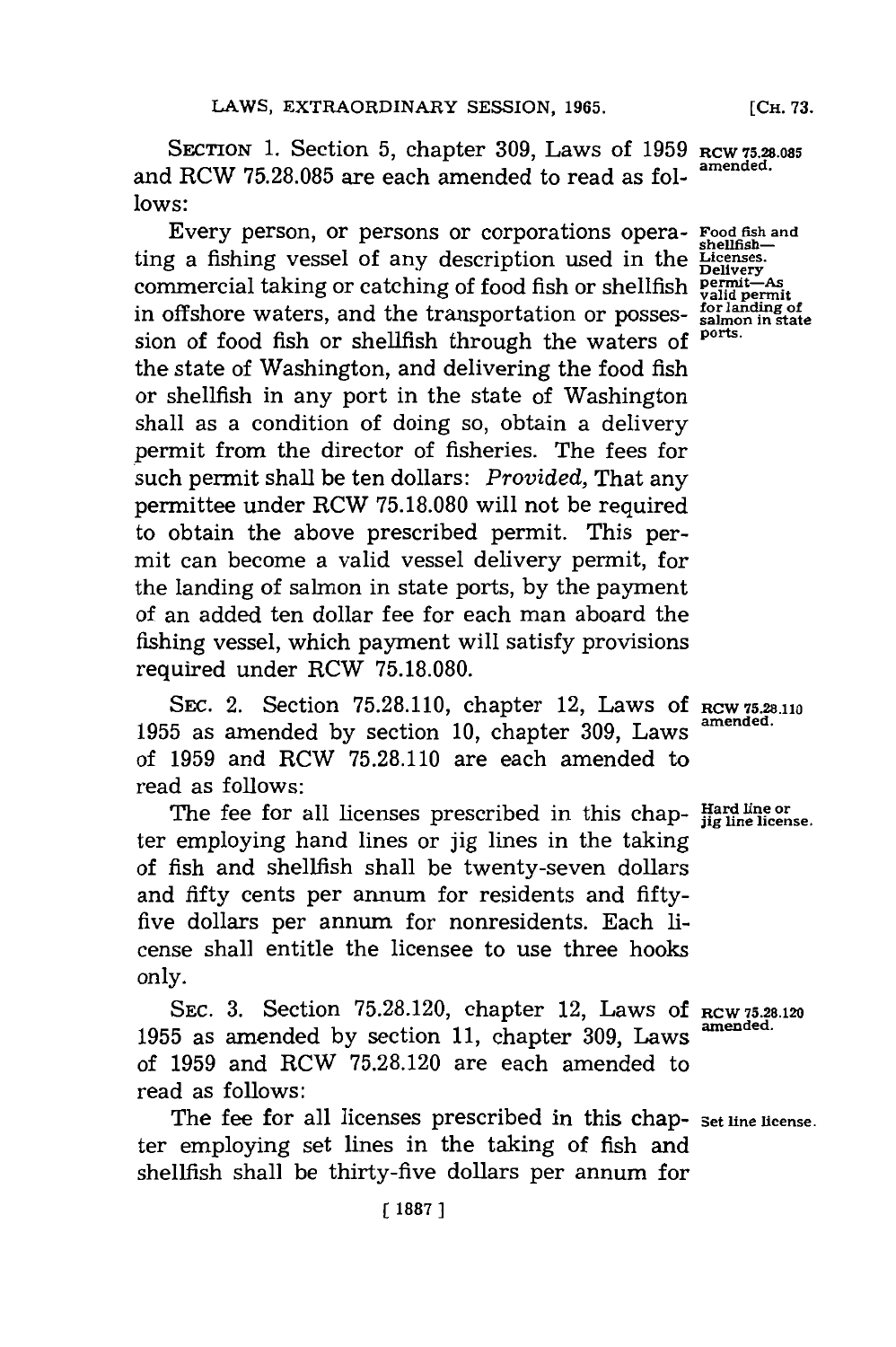SECTION 1. Section 5, chapter 309, Laws of 1959 and RCW 75.28.085 are each amended to read as follows:

RCW 75.28.085 amended.

Every person, or persons or corporations operating a fishing vessel of any description used in the commercial taking or catching of food fish or shellfish in offshore waters, and the transportation or possession of food fish or shellfish through the waters of the state of Washington, and delivering the food fish or shellfish in any port in the state of Washington shall as a condition of doing so, obtain a delivery permit from the director of fisheries. The fees for such permit shall be ten dollars: *Provided,* That any permittee under RCW 75.18.080 will not be required to obtain the above prescribed permit. This permit can become a valid vessel delivery permit, for the landing of salmon in state ports, by the payment of an added ten dollar fee for each man aboard the fishing vessel, which payment will satisfy provisions required under RCW 75.18.080.

Food fish and shellfish—Licenses. Delivery permit—As valid permit for landing of salmon in state ports.

SEC. 2. Section 75.28.110, chapter 12, Laws of 1955 as amended by section 10, chapter 309, Laws of 1959 and RCW 75.28.110 are each amended to read as follows:

RCW 75.28.110 amended.

The fee for all licenses prescribed in this chapter employing hand lines or jig lines in the taking of fish and shellfish shall be twenty-seven dollars and fifty cents per annum for residents and fifty-five dollars per annum for nonresidents. Each license shall entitle the licensee to use three hooks only.

Hard line or jig line license.

SEC. 3. Section 75.28.120, chapter 12, Laws of 1955 as amended by section 11, chapter 309, Laws of 1959 and RCW 75.28.120 are each amended to read as follows:

RCW 75.28.120 amended.

The fee for all licenses prescribed in this chapter employing set lines in the taking of fish and shellfish shall be thirty-five dollars per annum for

Set line license.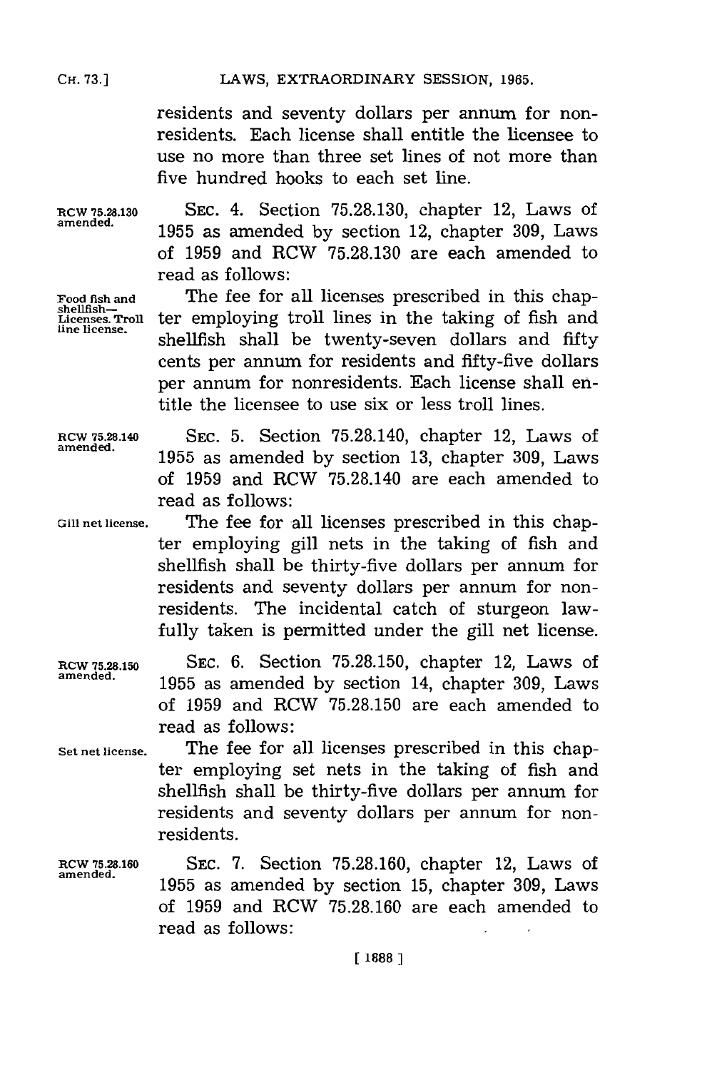residents and seventy dollars per annum for nonresidents. Each license shall entitle the licensee to use no more than three set lines of not more than five hundred hooks to each set line.

RCW 75.28.130 amended.

SEC. 4. Section 75.28.130, chapter 12, Laws of 1955 as amended by section 12, chapter 309, Laws of 1959 and RCW 75.28.130 are each amended to read as follows:

Food fish and shellfish—Licenses. Troll line license.

The fee for all licenses prescribed in this chapter employing troll lines in the taking of fish and shellfish shall be twenty-seven dollars and fifty cents per annum for residents and fifty-five dollars per annum for nonresidents. Each license shall entitle the licensee to use six or less troll lines.

RCW 75.28.140 amended.

SEC. 5. Section 75.28.140, chapter 12, Laws of 1955 as amended by section 13, chapter 309, Laws of 1959 and RCW 75.28.140 are each amended to read as follows:

Gill net license.

The fee for all licenses prescribed in this chapter employing gill nets in the taking of fish and shellfish shall be thirty-five dollars per annum for residents and seventy dollars per annum for nonresidents. The incidental catch of sturgeon lawfully taken is permitted under the gill net license.

RCW 75.28.150 amended.

SEC. 6. Section 75.28.150, chapter 12, Laws of 1955 as amended by section 14, chapter 309, Laws of 1959 and RCW 75.28.150 are each amended to read as follows:

Set net license.

The fee for all licenses prescribed in this chapter employing set nets in the taking of fish and shellfish shall be thirty-five dollars per annum for residents and seventy dollars per annum for nonresidents.

RCW 75.28.160 amended.

SEC. 7. Section 75.28.160, chapter 12, Laws of 1955 as amended by section 15, chapter 309, Laws of 1959 and RCW 75.28.160 are each amended to read as follows: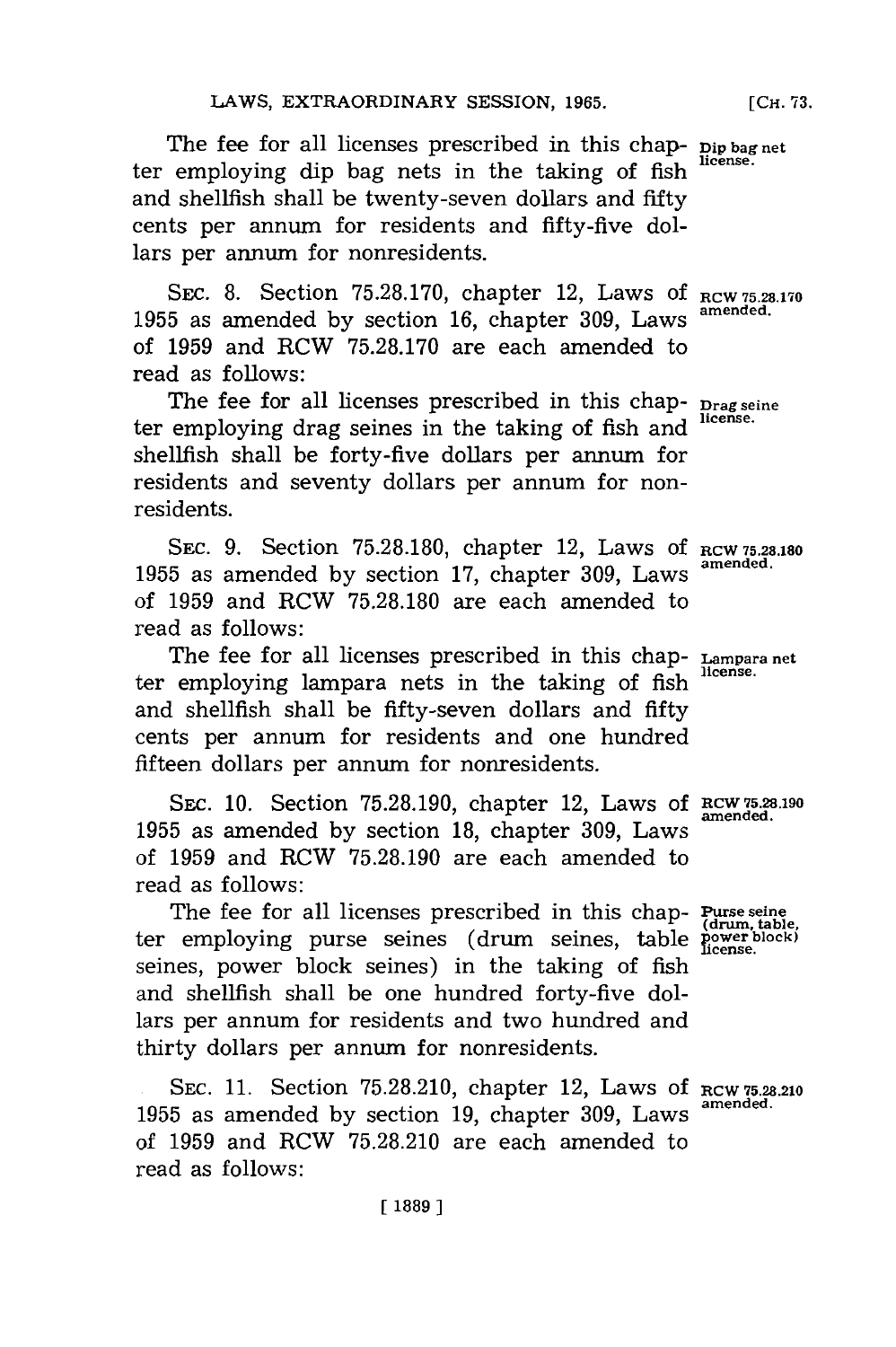The fee for all licenses prescribed in this chapter employing dip bag nets in the taking of fish and shellfish shall be twenty-seven dollars and fifty cents per annum for residents and fifty-five dollars per annum for nonresidents.

Dip bag net license.

SEC. 8. Section 75.28.170, chapter 12, Laws of 1955 as amended by section 16, chapter 309, Laws of 1959 and RCW 75.28.170 are each amended to read as follows:

RCW 75.28.170 amended.

The fee for all licenses prescribed in this chapter employing drag seines in the taking of fish and shellfish shall be forty-five dollars per annum for residents and seventy dollars per annum for nonresidents.

Drag seine license.

SEC. 9. Section 75.28.180, chapter 12, Laws of 1955 as amended by section 17, chapter 309, Laws of 1959 and RCW 75.28.180 are each amended to read as follows:

RCW 75.28.180 amended.

The fee for all licenses prescribed in this chapter employing lampara nets in the taking of fish and shellfish shall be fifty-seven dollars and fifty cents per annum for residents and one hundred fifteen dollars per annum for nonresidents.

Lampara net license.

SEC. 10. Section 75.28.190, chapter 12, Laws of 1955 as amended by section 18, chapter 309, Laws of 1959 and RCW 75.28.190 are each amended to read as follows:

RCW 75.28.190 amended.

The fee for all licenses prescribed in this chapter employing purse seines (drum seines, table seines, power block seines) in the taking of fish and shellfish shall be one hundred forty-five dollars per annum for residents and two hundred and thirty dollars per annum for nonresidents.

Purse seine (drum, table, power block) license.

SEC. 11. Section 75.28.210, chapter 12, Laws of 1955 as amended by section 19, chapter 309, Laws of 1959 and RCW 75.28.210 are each amended to read as follows:

RCW 75.28.210 amended.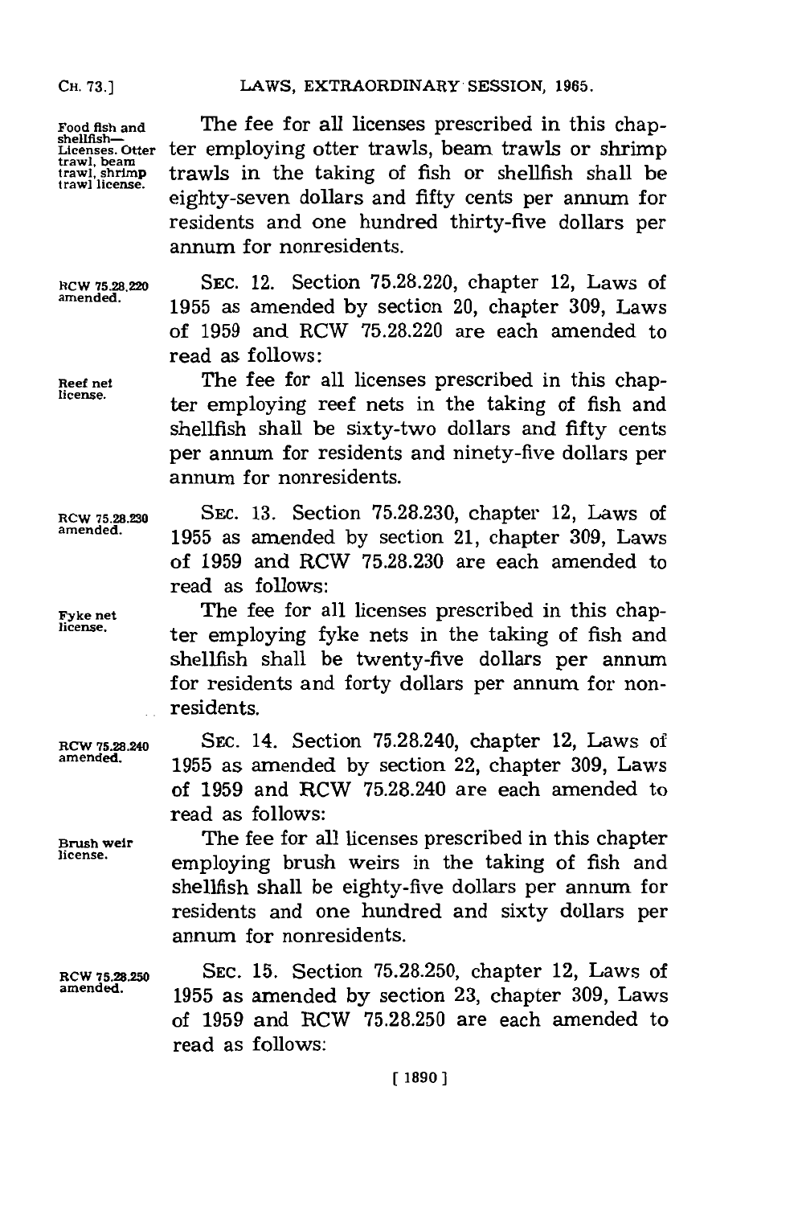Food fish and shellfish—Licenses. Otter trawl, beam trawl, shrimp trawl license.

The fee for all licenses prescribed in this chapter employing otter trawls, beam trawls or shrimp trawls in the taking of fish or shellfish shall be eighty-seven dollars and fifty cents per annum for residents and one hundred thirty-five dollars per annum for nonresidents.

RCW 75.28.220 amended.

SEC. 12. Section 75.28.220, chapter 12, Laws of 1955 as amended by section 20, chapter 309, Laws of 1959 and RCW 75.28.220 are each amended to read as follows:

Reef net license.

The fee for all licenses prescribed in this chapter employing reef nets in the taking of fish and shellfish shall be sixty-two dollars and fifty cents per annum for residents and ninety-five dollars per annum for nonresidents.

RCW 75.28.230 amended.

SEC. 13. Section 75.28.230, chapter 12, Laws of 1955 as amended by section 21, chapter 309, Laws of 1959 and RCW 75.28.230 are each amended to read as follows:

Fyke net license.

The fee for all licenses prescribed in this chapter employing fyke nets in the taking of fish and shellfish shall be twenty-five dollars per annum for residents and forty dollars per annum for nonresidents.

RCW 75.28.240 amended.

SEC. 14. Section 75.28.240, chapter 12, Laws of 1955 as amended by section 22, chapter 309, Laws of 1959 and RCW 75.28.240 are each amended to read as follows:

Brush weir license.

The fee for all licenses prescribed in this chapter employing brush weirs in the taking of fish and shellfish shall be eighty-five dollars per annum for residents and one hundred and sixty dollars per annum for nonresidents.

RCW 75.28.250 amended.

SEC. 15. Section 75.28.250, chapter 12, Laws of 1955 as amended by section 23, chapter 309, Laws of 1959 and RCW 75.28.250 are each amended to read as follows: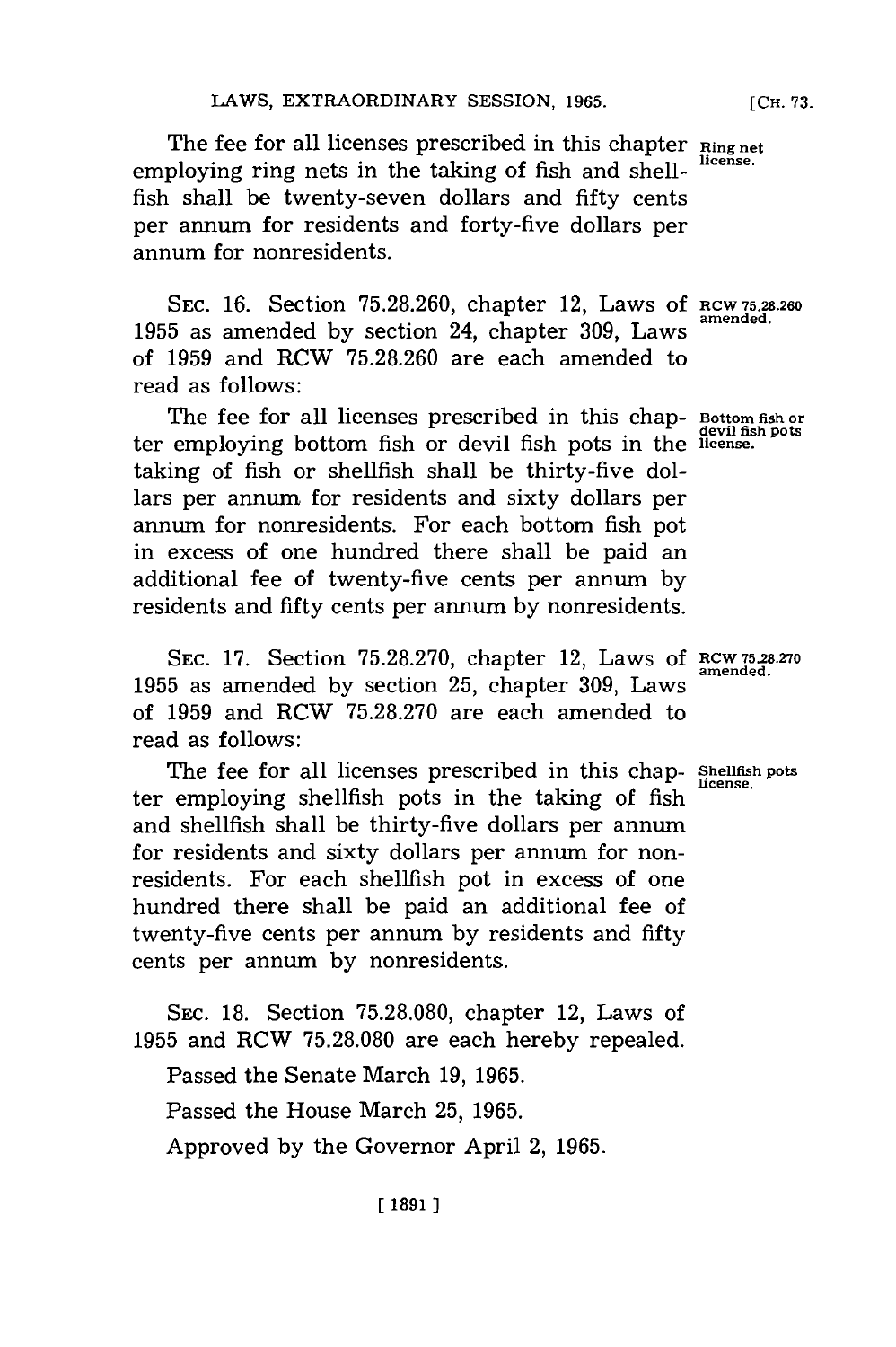The fee for all licenses prescribed in this chapter employing ring nets in the taking of fish and shellfish shall be twenty-seven dollars and fifty cents per annum for residents and forty-five dollars per annum for nonresidents.

**Ring net license.**

SEC. 16. Section 75.28.260, chapter 12, Laws of 1955 as amended by section 24, chapter 309, Laws of 1959 and RCW 75.28.260 are each amended to read as follows:

**RCW 75.28.260 amended.**

The fee for all licenses prescribed in this chapter employing bottom fish or devil fish pots in the taking of fish or shellfish shall be thirty-five dollars per annum for residents and sixty dollars per annum for nonresidents. For each bottom fish pot in excess of one hundred there shall be paid an additional fee of twenty-five cents per annum by residents and fifty cents per annum by nonresidents.

**Bottom fish or devil fish pots license.**

SEC. 17. Section 75.28.270, chapter 12, Laws of 1955 as amended by section 25, chapter 309, Laws of 1959 and RCW 75.28.270 are each amended to read as follows:

**RCW 75.28.270 amended.**

The fee for all licenses prescribed in this chapter employing shellfish pots in the taking of fish and shellfish shall be thirty-five dollars per annum for residents and sixty dollars per annum for nonresidents. For each shellfish pot in excess of one hundred there shall be paid an additional fee of twenty-five cents per annum by residents and fifty cents per annum by nonresidents.

**Shellfish pots license.**

SEC. 18. Section 75.28.080, chapter 12, Laws of 1955 and RCW 75.28.080 are each hereby repealed.

Passed the Senate March 19, 1965.

Passed the House March 25, 1965.

Approved by the Governor April 2, 1965.